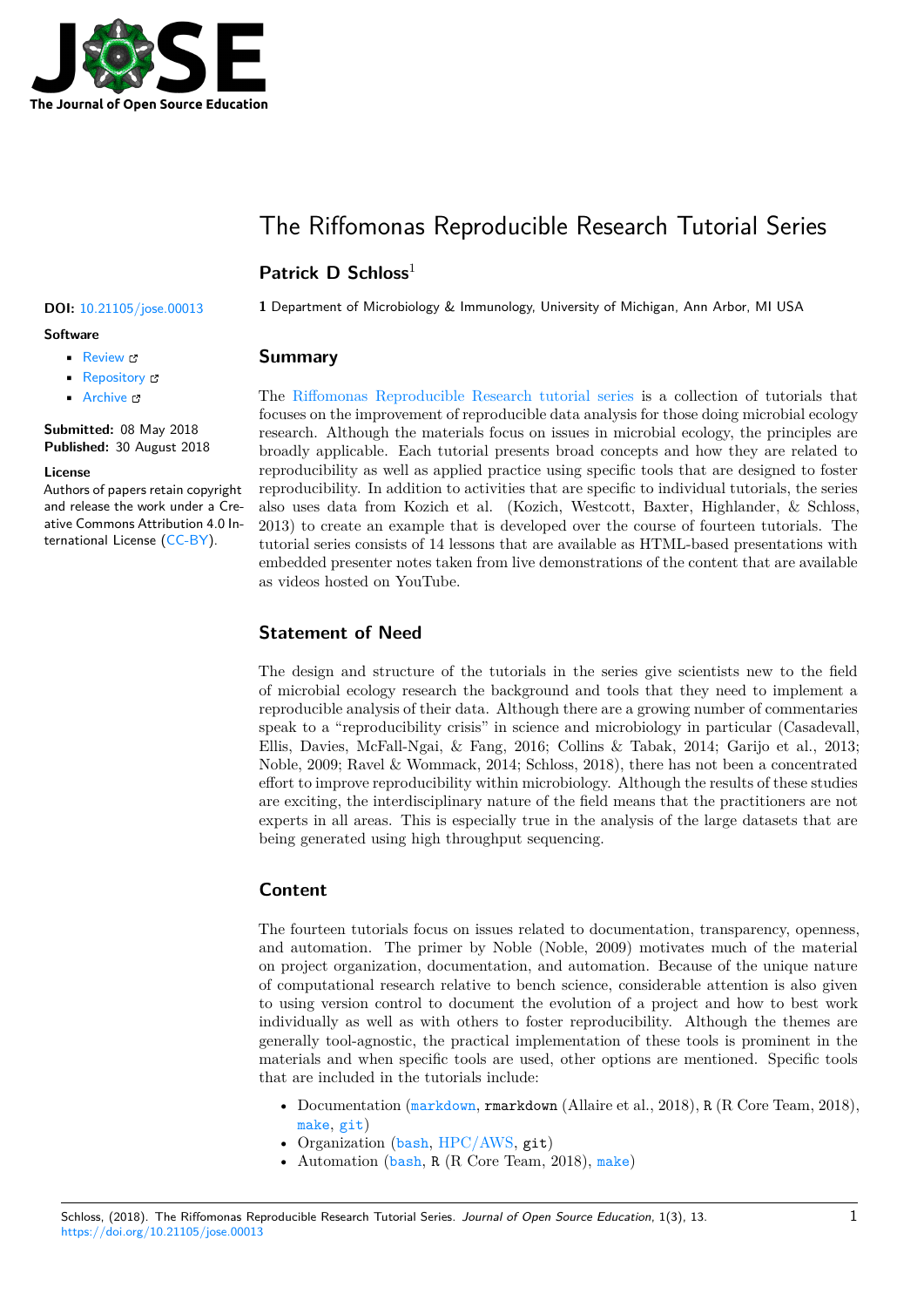# The Riffomonas Reproducible Research Tutorial Series

**Patrick D Schloss**[1]

**1** Department of Microbiology & Immunology, University of Michigan, Ann Arbor, MI USA

**DOI:** 10.21105/jose.00013

**Software**

- Review
- Repository
- Archive

**Submitted:** 08 May 2018
**Published:** 30 August 2018

**License**
Authors of papers retain copyright and release the work under a Creative Commons Attribution 4.0 International License (CC-BY).

## Summary

The Riffomonas Reproducible Research tutorial series is a collection of tutorials that focuses on the improvement of reproducible data analysis for those doing microbial ecology research. Although the materials focus on issues in microbial ecology, the principles are broadly applicable. Each tutorial presents broad concepts and how they are related to reproducibility as well as applied practice using specific tools that are designed to foster reproducibility. In addition to activities that are specific to individual tutorials, the series also uses data from Kozich et al. (Kozich, Westcott, Baxter, Highlander, & Schloss, 2013) to create an example that is developed over the course of fourteen tutorials. The tutorial series consists of 14 lessons that are available as HTML-based presentations with embedded presenter notes taken from live demonstrations of the content that are available as videos hosted on YouTube.

## Statement of Need

The design and structure of the tutorials in the series give scientists new to the field of microbial ecology research the background and tools that they need to implement a reproducible analysis of their data. Although there are a growing number of commentaries speak to a "reproducibility crisis" in science and microbiology in particular (Casadevall, Ellis, Davies, McFall-Ngai, & Fang, 2016; Collins & Tabak, 2014; Garijo et al., 2013; Noble, 2009; Ravel & Wommack, 2014; Schloss, 2018), there has not been a concentrated effort to improve reproducibility within microbiology. Although the results of these studies are exciting, the interdisciplinary nature of the field means that the practitioners are not experts in all areas. This is especially true in the analysis of the large datasets that are being generated using high throughput sequencing.

## Content

The fourteen tutorials focus on issues related to documentation, transparency, openness, and automation. The primer by Noble (Noble, 2009) motivates much of the material on project organization, documentation, and automation. Because of the unique nature of computational research relative to bench science, considerable attention is also given to using version control to document the evolution of a project and how to best work individually as well as with others to foster reproducibility. Although the themes are generally tool-agnostic, the practical implementation of these tools is prominent in the materials and when specific tools are used, other options are mentioned. Specific tools that are included in the tutorials include:

- Documentation (`markdown`, `rmarkdown` (Allaire et al., 2018), `R` (R Core Team, 2018), `make`, `git`)
- Organization (`bash`, HPC/AWS, `git`)
- Automation (`bash`, `R` (R Core Team, 2018), `make`)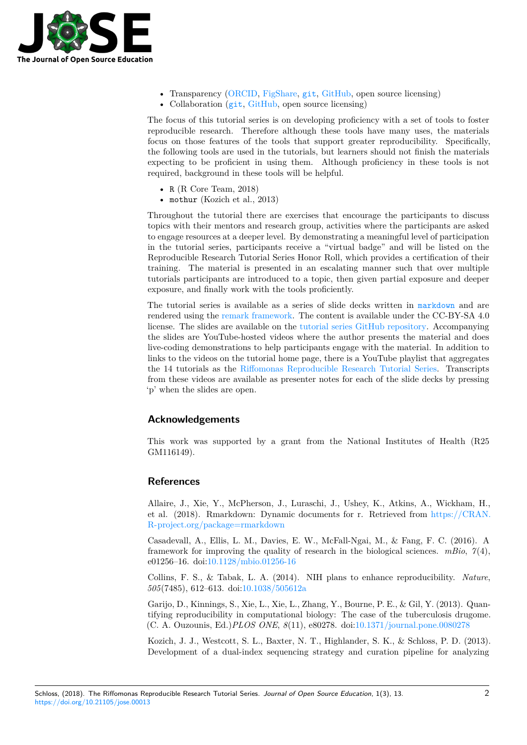- Transparency (ORCID, FigShare, `git`, GitHub, open source licensing)
- Collaboration (`git`, GitHub, open source licensing)

The focus of this tutorial series is on developing proficiency with a set of tools to foster reproducible research. Therefore although these tools have many uses, the materials focus on those features of the tools that support greater reproducibility. Specifically, the following tools are used in the tutorials, but learners should not finish the materials expecting to be proficient in using them. Although proficiency in these tools is not required, background in these tools will be helpful.

- `R` (R Core Team, 2018)
- `mothur` (Kozich et al., 2013)

Throughout the tutorial there are exercises that encourage the participants to discuss topics with their mentors and research group, activities where the participants are asked to engage resources at a deeper level. By demonstrating a meaningful level of participation in the tutorial series, participants receive a "virtual badge" and will be listed on the Reproducible Research Tutorial Series Honor Roll, which provides a certification of their training. The material is presented in an escalating manner such that over multiple tutorials participants are introduced to a topic, then given partial exposure and deeper exposure, and finally work with the tools proficiently.

The tutorial series is available as a series of slide decks written in `markdown` and are rendered using the remark framework. The content is available under the CC-BY-SA 4.0 license. The slides are available on the tutorial series GitHub repository. Accompanying the slides are YouTube-hosted videos where the author presents the material and does live-coding demonstrations to help participants engage with the material. In addition to links to the videos on the tutorial home page, there is a YouTube playlist that aggregates the 14 tutorials as the Riffomonas Reproducible Research Tutorial Series. Transcripts from these videos are available as presenter notes for each of the slide decks by pressing 'p' when the slides are open.

## Acknowledgements

This work was supported by a grant from the National Institutes of Health (R25 GM116149).

## References

Allaire, J., Xie, Y., McPherson, J., Luraschi, J., Ushey, K., Atkins, A., Wickham, H., et al. (2018). Rmarkdown: Dynamic documents for r. Retrieved from https://CRAN.R-project.org/package=rmarkdown

Casadevall, A., Ellis, L. M., Davies, E. W., McFall-Ngai, M., & Fang, F. C. (2016). A framework for improving the quality of research in the biological sciences. *mBio*, *7*(4), e01256–16. doi:10.1128/mbio.01256-16

Collins, F. S., & Tabak, L. A. (2014). NIH plans to enhance reproducibility. *Nature*, *505*(7485), 612–613. doi:10.1038/505612a

Garijo, D., Kinnings, S., Xie, L., Xie, L., Zhang, Y., Bourne, P. E., & Gil, Y. (2013). Quantifying reproducibility in computational biology: The case of the tuberculosis drugome. (C. A. Ouzounis, Ed.)*PLOS ONE*, *8*(11), e80278. doi:10.1371/journal.pone.0080278

Kozich, J. J., Westcott, S. L., Baxter, N. T., Highlander, S. K., & Schloss, P. D. (2013). Development of a dual-index sequencing strategy and curation pipeline for analyzing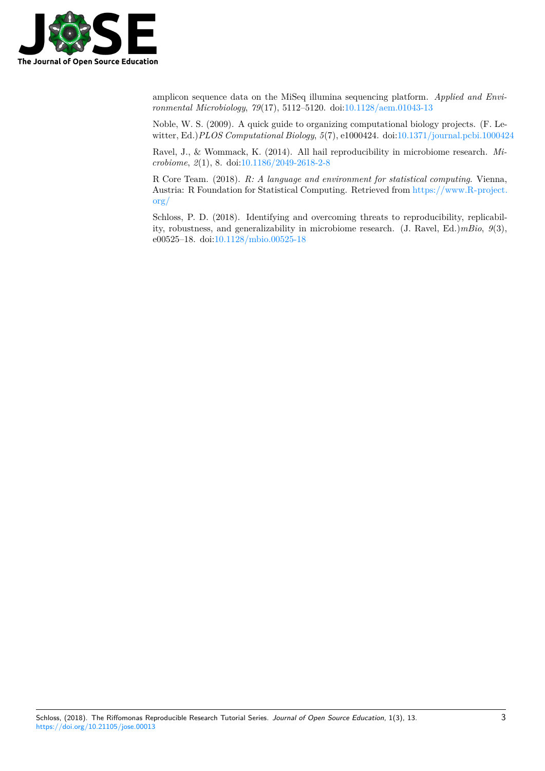amplicon sequence data on the MiSeq illumina sequencing platform. *Applied and Environmental Microbiology*, *79*(17), 5112–5120. doi:10.1128/aem.01043-13

Noble, W. S. (2009). A quick guide to organizing computational biology projects. (F. Lewitter, Ed.)*PLOS Computational Biology*, *5*(7), e1000424. doi:10.1371/journal.pcbi.1000424

Ravel, J., & Wommack, K. (2014). All hail reproducibility in microbiome research. *Microbiome*, *2*(1), 8. doi:10.1186/2049-2618-2-8

R Core Team. (2018). *R: A language and environment for statistical computing*. Vienna, Austria: R Foundation for Statistical Computing. Retrieved from https://www.R-project.org/

Schloss, P. D. (2018). Identifying and overcoming threats to reproducibility, replicability, robustness, and generalizability in microbiome research. (J. Ravel, Ed.)*mBio*, *9*(3), e00525–18. doi:10.1128/mbio.00525-18